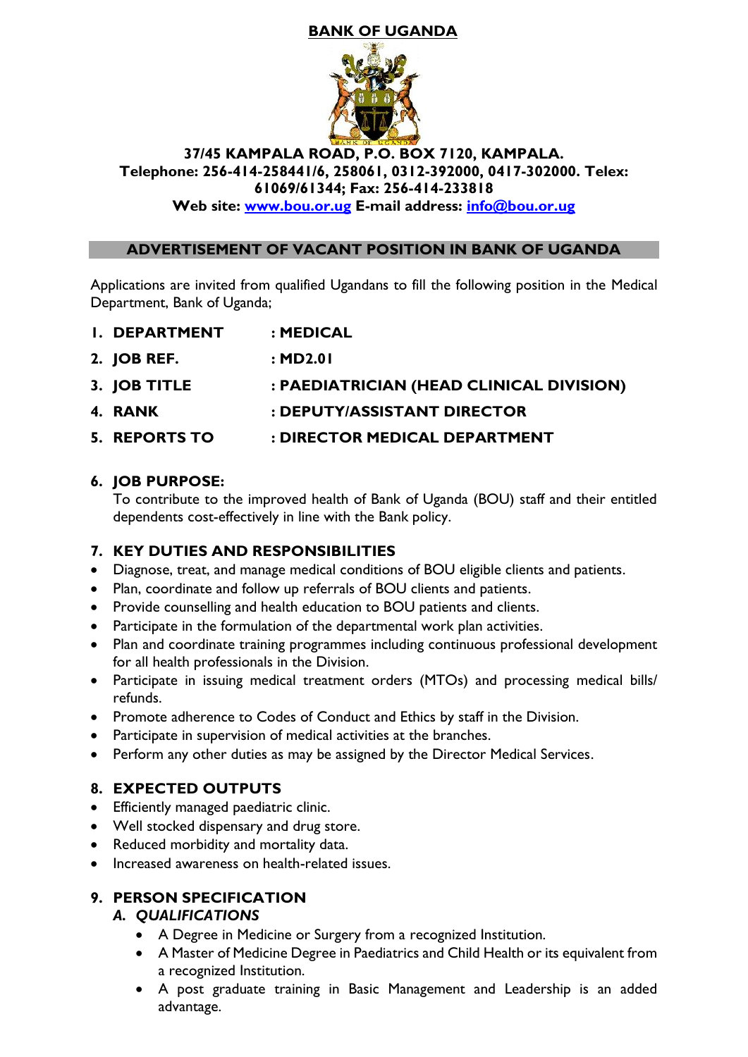# BANK OF UGANDA

**37/45 KAMPALA ROAD, P.O. BOX 7120, KAMPALA.**
**Telephone: 256-414-258441/6, 258061, 0312-392000, 0417-302000. Telex: 61069/61344; Fax: 256-414-233818**
**Web site: www.bou.or.ug E-mail address: info@bou.or.ug**

## ADVERTISEMENT OF VACANT POSITION IN BANK OF UGANDA

Applications are invited from qualified Ugandans to fill the following position in the Medical Department, Bank of Uganda;

1. **DEPARTMENT : MEDICAL**
2. **JOB REF. : MD2.01**
3. **JOB TITLE : PAEDIATRICIAN (HEAD CLINICAL DIVISION)**
4. **RANK : DEPUTY/ASSISTANT DIRECTOR**
5. **REPORTS TO : DIRECTOR MEDICAL DEPARTMENT**

6. **JOB PURPOSE:**
   To contribute to the improved health of Bank of Uganda (BOU) staff and their entitled dependents cost-effectively in line with the Bank policy.

7. **KEY DUTIES AND RESPONSIBILITIES**

- Diagnose, treat, and manage medical conditions of BOU eligible clients and patients.
- Plan, coordinate and follow up referrals of BOU clients and patients.
- Provide counselling and health education to BOU patients and clients.
- Participate in the formulation of the departmental work plan activities.
- Plan and coordinate training programmes including continuous professional development for all health professionals in the Division.
- Participate in issuing medical treatment orders (MTOs) and processing medical bills/ refunds.
- Promote adherence to Codes of Conduct and Ethics by staff in the Division.
- Participate in supervision of medical activities at the branches.
- Perform any other duties as may be assigned by the Director Medical Services.

8. **EXPECTED OUTPUTS**

- Efficiently managed paediatric clinic.
- Well stocked dispensary and drug store.
- Reduced morbidity and mortality data.
- Increased awareness on health-related issues.

9. **PERSON SPECIFICATION**

   ***A. QUALIFICATIONS***

   - A Degree in Medicine or Surgery from a recognized Institution.
   - A Master of Medicine Degree in Paediatrics and Child Health or its equivalent from a recognized Institution.
   - A post graduate training in Basic Management and Leadership is an added advantage.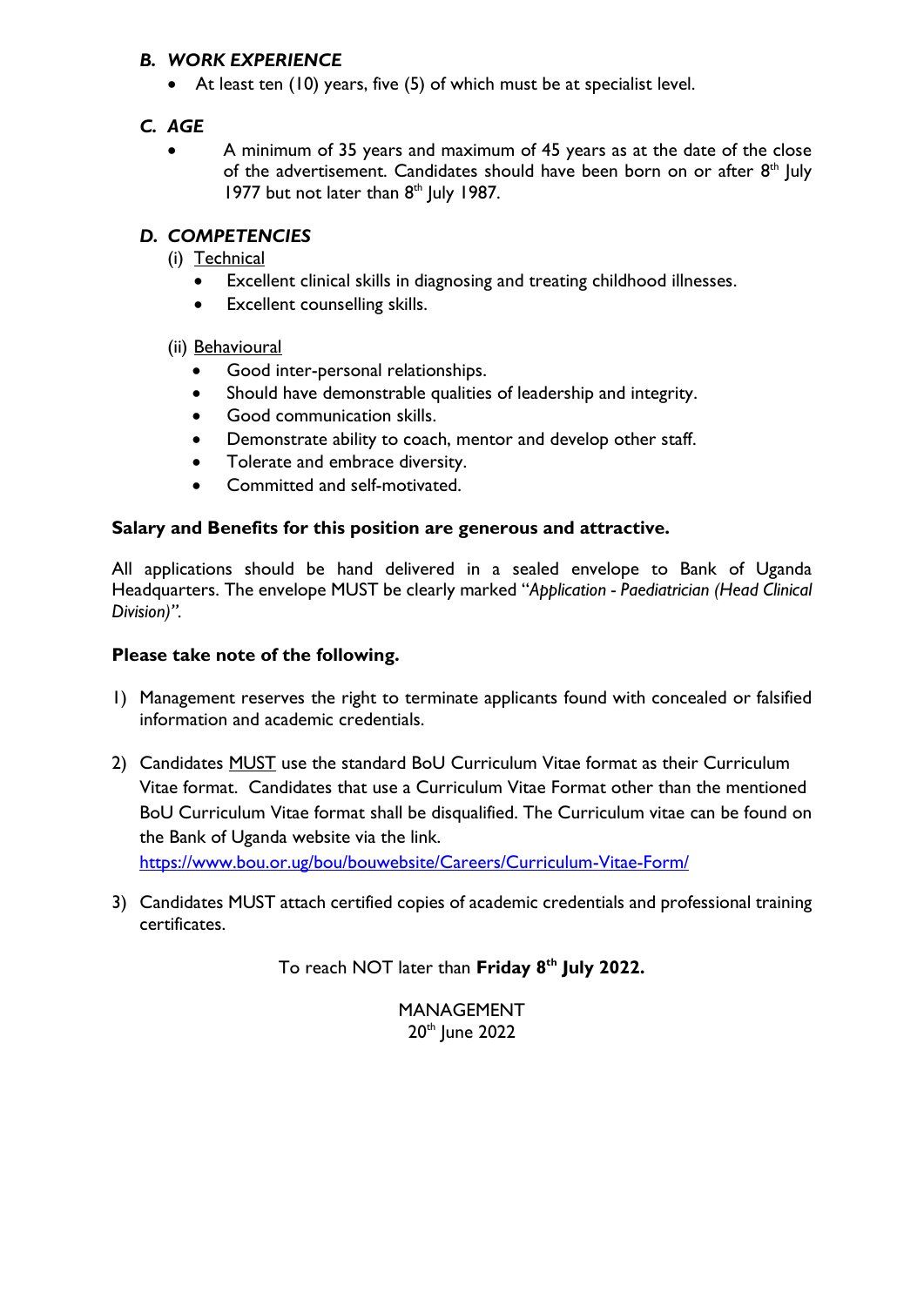### *B. WORK EXPERIENCE*

- At least ten (10) years, five (5) of which must be at specialist level.

### *C. AGE*

- A minimum of 35 years and maximum of 45 years as at the date of the close of the advertisement. Candidates should have been born on or after 8th July 1977 but not later than 8th July 1987.

### *D. COMPETENCIES*

(i) Technical

- Excellent clinical skills in diagnosing and treating childhood illnesses.
- Excellent counselling skills.

(ii) Behavioural

- Good inter-personal relationships.
- Should have demonstrable qualities of leadership and integrity.
- Good communication skills.
- Demonstrate ability to coach, mentor and develop other staff.
- Tolerate and embrace diversity.
- Committed and self-motivated.

**Salary and Benefits for this position are generous and attractive.**

All applications should be hand delivered in a sealed envelope to Bank of Uganda Headquarters. The envelope MUST be clearly marked "*Application - Paediatrician (Head Clinical Division)".*

**Please take note of the following.**

1) Management reserves the right to terminate applicants found with concealed or falsified information and academic credentials.

2) Candidates MUST use the standard BoU Curriculum Vitae format as their Curriculum Vitae format. Candidates that use a Curriculum Vitae Format other than the mentioned BoU Curriculum Vitae format shall be disqualified. The Curriculum vitae can be found on the Bank of Uganda website via the link. https://www.bou.or.ug/bou/bouwebsite/Careers/Curriculum-Vitae-Form/

3) Candidates MUST attach certified copies of academic credentials and professional training certificates.

To reach NOT later than **Friday 8th July 2022.**

MANAGEMENT
20th June 2022